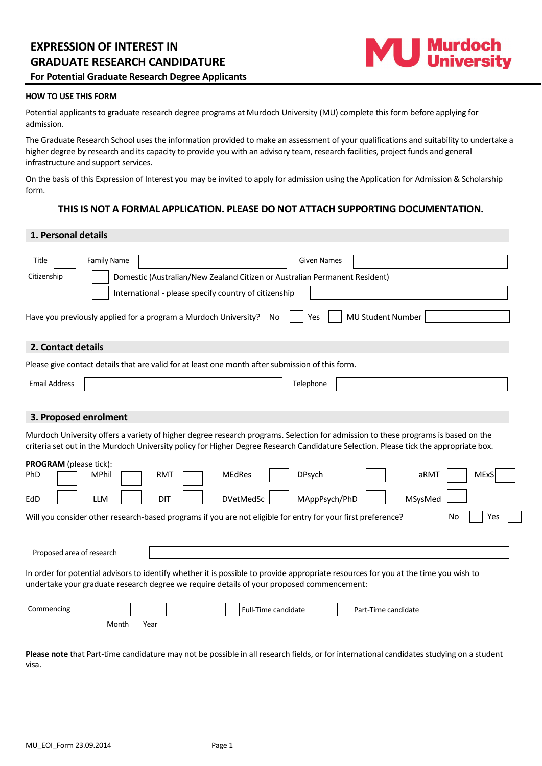# EXPRESSION OF INTEREST IN GRADUATE RESEARCH CANDIDATURE

**For Potential Graduate Research Degree Applicants**

Murdoch University

## HOW TO USE THIS FORM

Potential applicants to graduate research degree programs at Murdoch University (MU) complete this form before applying for admission.

The Graduate Research School uses the information provided to make an assessment of your qualifications and suitability to undertake a higher degree by research and its capacity to provide you with an advisory team, research facilities, project funds and general infrastructure and support services.

On the basis of this Expression of Interest you may be invited to apply for admission using the Application for Admission & Scholarship form.

**THIS IS NOT A FORMAL APPLICATION. PLEASE DO NOT ATTACH SUPPORTING DOCUMENTATION.**

## 1. Personal details

Title ☐ Family Name ________ Given Names ________

Citizenship
- ☐ Domestic (Australian/New Zealand Citizen or Australian Permanent Resident)
- ☐ International - please specify country of citizenship ________

Have you previously applied for a program a Murdoch University? No ☐ Yes ☐ MU Student Number ________

## 2. Contact details

Please give contact details that are valid for at least one month after submission of this form.

Email Address ________ Telephone ________

## 3. Proposed enrolment

Murdoch University offers a variety of higher degree research programs. Selection for admission to these programs is based on the criteria set out in the Murdoch University policy for Higher Degree Research Candidature Selection. Please tick the appropriate box.

**PROGRAM** (please tick):

| | | | | | | |
|---|---|---|---|---|---|---|
| PhD ☐ | MPhil ☐ | RMT ☐ | MEdRes ☐ | DPsych ☐ | aRMT ☐ | MExS ☐ |
| EdD ☐ | LLM ☐ | DIT ☐ | DVetMedSc ☐ | MAppPsych/PhD ☐ | MSysMed ☐ | |

Will you consider other research-based programs if you are not eligible for entry for your first preference? No ☐ Yes ☐

Proposed area of research ________

In order for potential advisors to identify whether it is possible to provide appropriate resources for you at the time you wish to undertake your graduate research degree we require details of your proposed commencement:

Commencing ____ Month ____ Year ☐ Full-Time candidate ☐ Part-Time candidate

**Please note** that Part-time candidature may not be possible in all research fields, or for international candidates studying on a student visa.

MU_EOI_Form 23.09.2014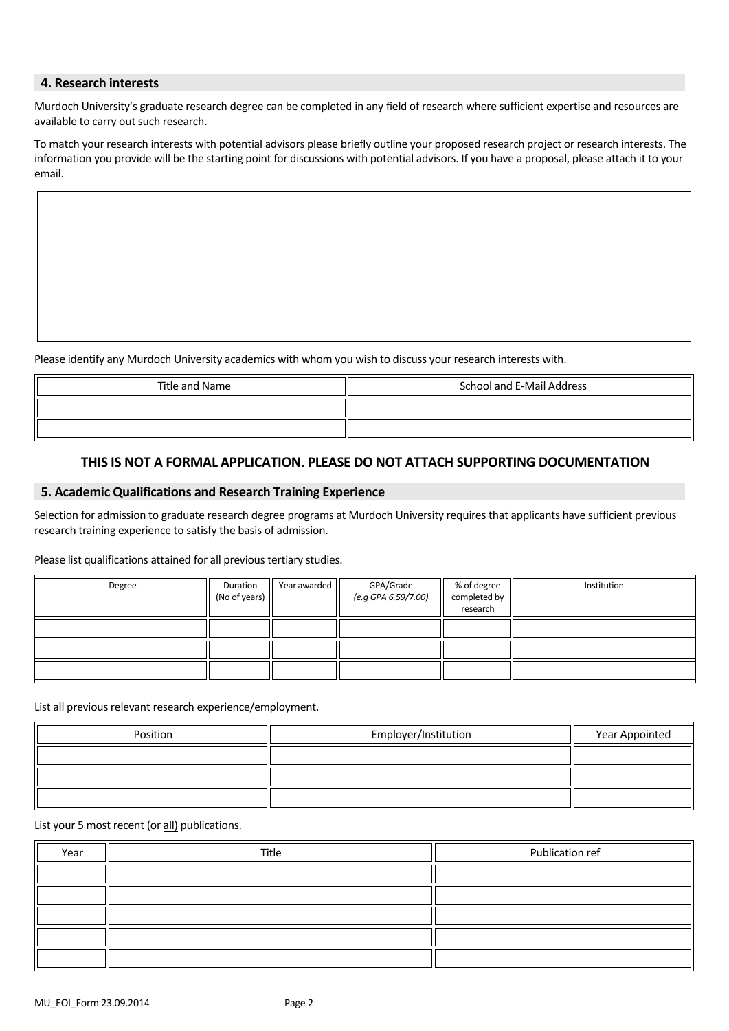## 4. Research interests

Murdoch University's graduate research degree can be completed in any field of research where sufficient expertise and resources are available to carry out such research.

To match your research interests with potential advisors please briefly outline your proposed research project or research interests. The information you provide will be the starting point for discussions with potential advisors. If you have a proposal, please attach it to your email.

| |
|---|
| |

Please identify any Murdoch University academics with whom you wish to discuss your research interests with.

| Title and Name | School and E-Mail Address |
|---|---|
| | |
| | |

### THIS IS NOT A FORMAL APPLICATION. PLEASE DO NOT ATTACH SUPPORTING DOCUMENTATION

## 5. Academic Qualifications and Research Training Experience

Selection for admission to graduate research degree programs at Murdoch University requires that applicants have sufficient previous research training experience to satisfy the basis of admission.

Please list qualifications attained for all previous tertiary studies.

| Degree | Duration (No of years) | Year awarded | GPA/Grade *(e.g GPA 6.59/7.00)* | % of degree completed by research | Institution |
|---|---|---|---|---|---|
| | | | | | |
| | | | | | |
| | | | | | |

List all previous relevant research experience/employment.

| Position | Employer/Institution | Year Appointed |
|---|---|---|
| | | |
| | | |
| | | |

List your 5 most recent (or all) publications.

| Year | Title | Publication ref |
|---|---|---|
| | | |
| | | |
| | | |
| | | |
| | | |

MU_EOI_Form 23.09.2014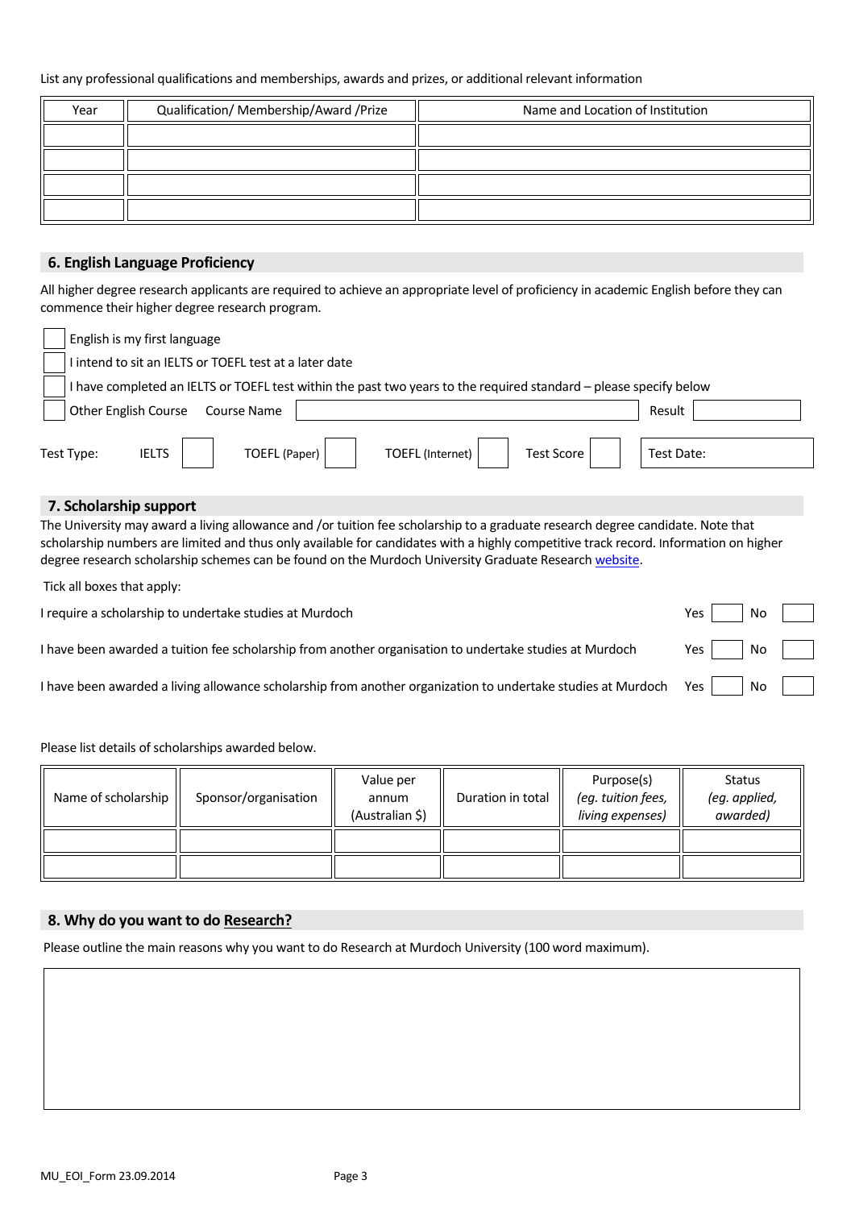List any professional qualifications and memberships, awards and prizes, or additional relevant information

| Year | Qualification/ Membership/Award /Prize | Name and Location of Institution |
|---|---|---|
| | | |
| | | |
| | | |
| | | |

## 6. English Language Proficiency

All higher degree research applicants are required to achieve an appropriate level of proficiency in academic English before they can commence their higher degree research program.

- [ ] English is my first language
- [ ] I intend to sit an IELTS or TOEFL test at a later date
- [ ] I have completed an IELTS or TOEFL test within the past two years to the required standard – please specify below
- [ ] Other English Course Course Name ______ Result ______

Test Type: IELTS [ ] TOEFL (Paper) [ ] TOEFL (Internet) [ ] Test Score [ ] Test Date:

## 7. Scholarship support

The University may award a living allowance and /or tuition fee scholarship to a graduate research degree candidate. Note that scholarship numbers are limited and thus only available for candidates with a highly competitive track record. Information on higher degree research scholarship schemes can be found on the Murdoch University Graduate Research website.

Tick all boxes that apply:

I require a scholarship to undertake studies at Murdoch Yes [ ] No [ ]

I have been awarded a tuition fee scholarship from another organisation to undertake studies at Murdoch Yes [ ] No [ ]

I have been awarded a living allowance scholarship from another organization to undertake studies at Murdoch Yes [ ] No [ ]

Please list details of scholarships awarded below.

| Name of scholarship | Sponsor/organisation | Value per annum (Australian $) | Duration in total | Purpose(s) *(eg. tuition fees, living expenses)* | Status *(eg. applied, awarded)* |
|---|---|---|---|---|---|
| | | | | | |
| | | | | | |

## 8. Why do you want to do Research?

Please outline the main reasons why you want to do Research at Murdoch University (100 word maximum).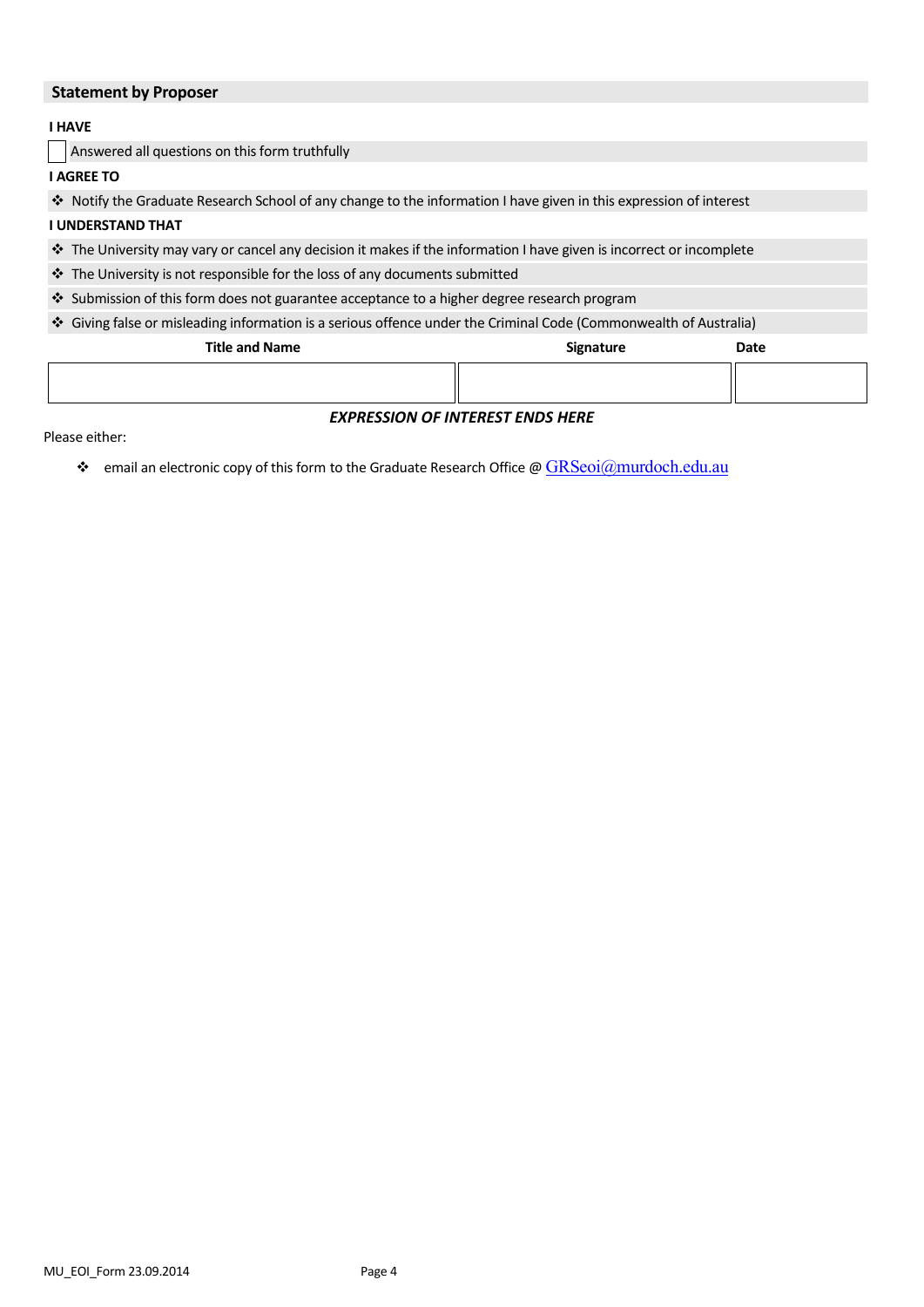## Statement by Proposer

**I HAVE**

- [ ] Answered all questions on this form truthfully

**I AGREE TO**

- ❖ Notify the Graduate Research School of any change to the information I have given in this expression of interest

**I UNDERSTAND THAT**

- ❖ The University may vary or cancel any decision it makes if the information I have given is incorrect or incomplete
- ❖ The University is not responsible for the loss of any documents submitted
- ❖ Submission of this form does not guarantee acceptance to a higher degree research program
- ❖ Giving false or misleading information is a serious offence under the Criminal Code (Commonwealth of Australia)

| Title and Name | Signature | Date |
| --- | --- | --- |
| | | |

***EXPRESSION OF INTEREST ENDS HERE***

Please either:

- ❖ email an electronic copy of this form to the Graduate Research Office @ GRSeoi@murdoch.edu.au

MU_EOI_Form 23.09.2014